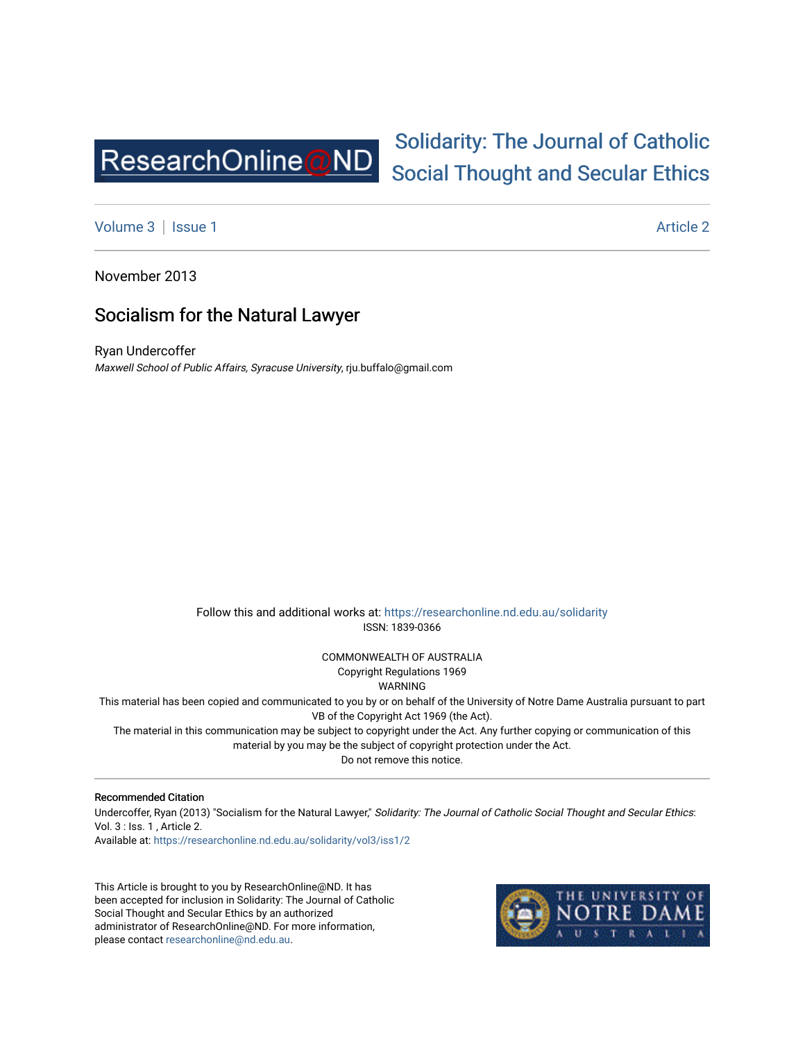ResearchOnline@ND

# Solidarity: The Journal of Catholic Social Thought and Secular Ethics

Volume 3 | Issue 1 Article 2

November 2013

## Socialism for the Natural Lawyer

Ryan Undercoffer
*Maxwell School of Public Affairs, Syracuse University*, rju.buffalo@gmail.com

Follow this and additional works at: https://researchonline.nd.edu.au/solidarity
ISSN: 1839-0366

COMMONWEALTH OF AUSTRALIA
Copyright Regulations 1969
WARNING
This material has been copied and communicated to you by or on behalf of the University of Notre Dame Australia pursuant to part VB of the Copyright Act 1969 (the Act).
The material in this communication may be subject to copyright under the Act. Any further copying or communication of this material by you may be the subject of copyright protection under the Act.
Do not remove this notice.

**Recommended Citation**
Undercoffer, Ryan (2013) "Socialism for the Natural Lawyer," *Solidarity: The Journal of Catholic Social Thought and Secular Ethics*: Vol. 3 : Iss. 1 , Article 2.
Available at: https://researchonline.nd.edu.au/solidarity/vol3/iss1/2

This Article is brought to you by ResearchOnline@ND. It has been accepted for inclusion in Solidarity: The Journal of Catholic Social Thought and Secular Ethics by an authorized administrator of ResearchOnline@ND. For more information, please contact researchonline@nd.edu.au.

THE UNIVERSITY OF NOTRE DAME AUSTRALIA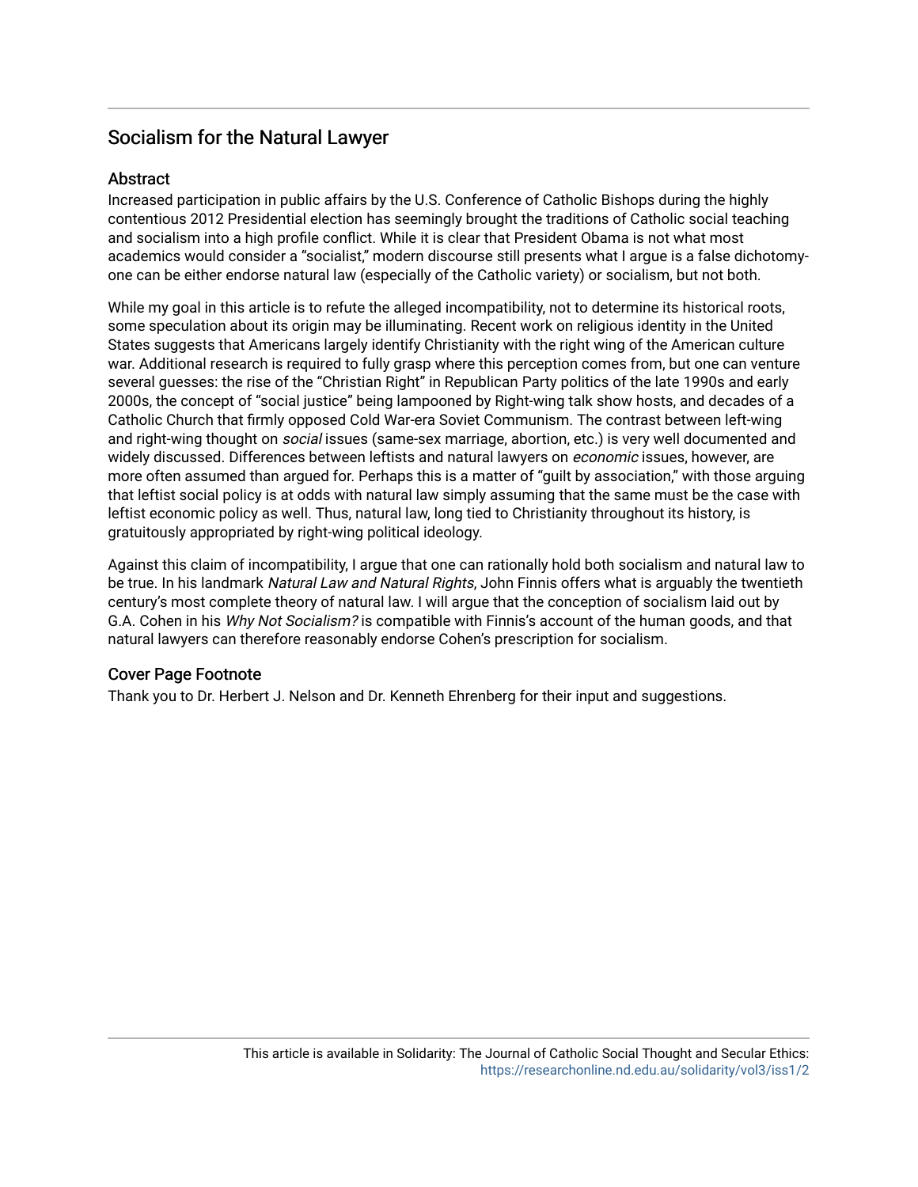## Socialism for the Natural Lawyer

### Abstract

Increased participation in public affairs by the U.S. Conference of Catholic Bishops during the highly contentious 2012 Presidential election has seemingly brought the traditions of Catholic social teaching and socialism into a high profile conflict. While it is clear that President Obama is not what most academics would consider a "socialist," modern discourse still presents what I argue is a false dichotomy- one can be either endorse natural law (especially of the Catholic variety) or socialism, but not both.

While my goal in this article is to refute the alleged incompatibility, not to determine its historical roots, some speculation about its origin may be illuminating. Recent work on religious identity in the United States suggests that Americans largely identify Christianity with the right wing of the American culture war. Additional research is required to fully grasp where this perception comes from, but one can venture several guesses: the rise of the "Christian Right" in Republican Party politics of the late 1990s and early 2000s, the concept of "social justice" being lampooned by Right-wing talk show hosts, and decades of a Catholic Church that firmly opposed Cold War-era Soviet Communism. The contrast between left-wing and right-wing thought on *social* issues (same-sex marriage, abortion, etc.) is very well documented and widely discussed. Differences between leftists and natural lawyers on *economic* issues, however, are more often assumed than argued for. Perhaps this is a matter of "guilt by association," with those arguing that leftist social policy is at odds with natural law simply assuming that the same must be the case with leftist economic policy as well. Thus, natural law, long tied to Christianity throughout its history, is gratuitously appropriated by right-wing political ideology.

Against this claim of incompatibility, I argue that one can rationally hold both socialism and natural law to be true. In his landmark *Natural Law and Natural Rights*, John Finnis offers what is arguably the twentieth century's most complete theory of natural law. I will argue that the conception of socialism laid out by G.A. Cohen in his *Why Not Socialism?* is compatible with Finnis's account of the human goods, and that natural lawyers can therefore reasonably endorse Cohen's prescription for socialism.

### Cover Page Footnote

Thank you to Dr. Herbert J. Nelson and Dr. Kenneth Ehrenberg for their input and suggestions.

This article is available in Solidarity: The Journal of Catholic Social Thought and Secular Ethics: https://researchonline.nd.edu.au/solidarity/vol3/iss1/2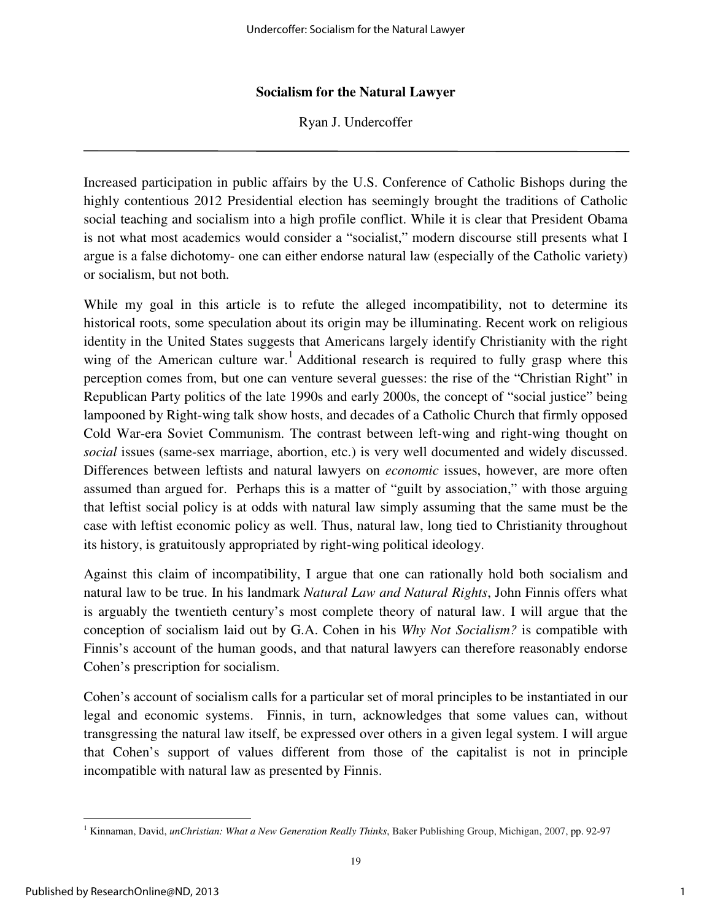# Socialism for the Natural Lawyer

Ryan J. Undercoffer

---

Increased participation in public affairs by the U.S. Conference of Catholic Bishops during the highly contentious 2012 Presidential election has seemingly brought the traditions of Catholic social teaching and socialism into a high profile conflict. While it is clear that President Obama is not what most academics would consider a "socialist," modern discourse still presents what I argue is a false dichotomy- one can either endorse natural law (especially of the Catholic variety) or socialism, but not both.

While my goal in this article is to refute the alleged incompatibility, not to determine its historical roots, some speculation about its origin may be illuminating. Recent work on religious identity in the United States suggests that Americans largely identify Christianity with the right wing of the American culture war.[1] Additional research is required to fully grasp where this perception comes from, but one can venture several guesses: the rise of the "Christian Right" in Republican Party politics of the late 1990s and early 2000s, the concept of "social justice" being lampooned by Right-wing talk show hosts, and decades of a Catholic Church that firmly opposed Cold War-era Soviet Communism. The contrast between left-wing and right-wing thought on *social* issues (same-sex marriage, abortion, etc.) is very well documented and widely discussed. Differences between leftists and natural lawyers on *economic* issues, however, are more often assumed than argued for. Perhaps this is a matter of "guilt by association," with those arguing that leftist social policy is at odds with natural law simply assuming that the same must be the case with leftist economic policy as well. Thus, natural law, long tied to Christianity throughout its history, is gratuitously appropriated by right-wing political ideology.

Against this claim of incompatibility, I argue that one can rationally hold both socialism and natural law to be true. In his landmark *Natural Law and Natural Rights*, John Finnis offers what is arguably the twentieth century's most complete theory of natural law. I will argue that the conception of socialism laid out by G.A. Cohen in his *Why Not Socialism?* is compatible with Finnis's account of the human goods, and that natural lawyers can therefore reasonably endorse Cohen's prescription for socialism.

Cohen's account of socialism calls for a particular set of moral principles to be instantiated in our legal and economic systems. Finnis, in turn, acknowledges that some values can, without transgressing the natural law itself, be expressed over others in a given legal system. I will argue that Cohen's support of values different from those of the capitalist is not in principle incompatible with natural law as presented by Finnis.

---

[1] Kinnaman, David, *unChristian: What a New Generation Really Thinks*, Baker Publishing Group, Michigan, 2007, pp. 92-97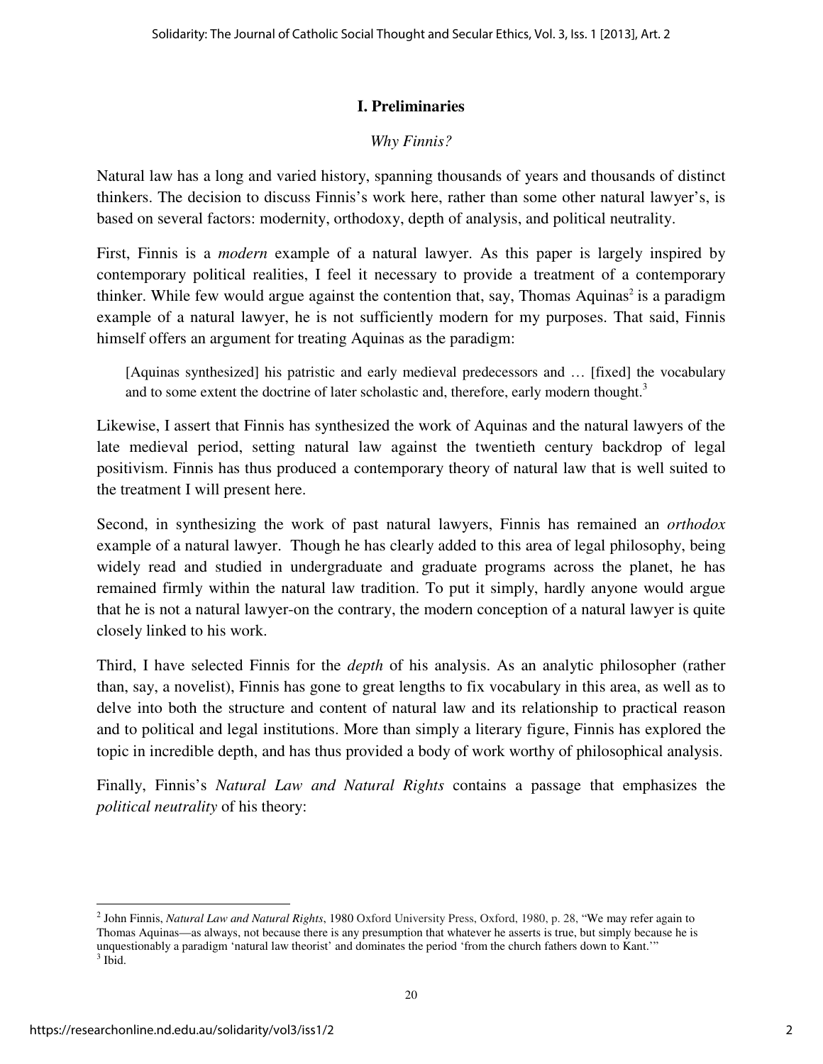## I. Preliminaries

*Why Finnis?*

Natural law has a long and varied history, spanning thousands of years and thousands of distinct thinkers. The decision to discuss Finnis's work here, rather than some other natural lawyer's, is based on several factors: modernity, orthodoxy, depth of analysis, and political neutrality.

First, Finnis is a *modern* example of a natural lawyer. As this paper is largely inspired by contemporary political realities, I feel it necessary to provide a treatment of a contemporary thinker. While few would argue against the contention that, say, Thomas Aquinas[2] is a paradigm example of a natural lawyer, he is not sufficiently modern for my purposes. That said, Finnis himself offers an argument for treating Aquinas as the paradigm:

> [Aquinas synthesized] his patristic and early medieval predecessors and … [fixed] the vocabulary and to some extent the doctrine of later scholastic and, therefore, early modern thought.[3]

Likewise, I assert that Finnis has synthesized the work of Aquinas and the natural lawyers of the late medieval period, setting natural law against the twentieth century backdrop of legal positivism. Finnis has thus produced a contemporary theory of natural law that is well suited to the treatment I will present here.

Second, in synthesizing the work of past natural lawyers, Finnis has remained an *orthodox* example of a natural lawyer. Though he has clearly added to this area of legal philosophy, being widely read and studied in undergraduate and graduate programs across the planet, he has remained firmly within the natural law tradition. To put it simply, hardly anyone would argue that he is not a natural lawyer-on the contrary, the modern conception of a natural lawyer is quite closely linked to his work.

Third, I have selected Finnis for the *depth* of his analysis. As an analytic philosopher (rather than, say, a novelist), Finnis has gone to great lengths to fix vocabulary in this area, as well as to delve into both the structure and content of natural law and its relationship to practical reason and to political and legal institutions. More than simply a literary figure, Finnis has explored the topic in incredible depth, and has thus provided a body of work worthy of philosophical analysis.

Finally, Finnis's *Natural Law and Natural Rights* contains a passage that emphasizes the *political neutrality* of his theory:

---

[2] John Finnis, *Natural Law and Natural Rights*, 1980 Oxford University Press, Oxford, 1980, p. 28, "We may refer again to Thomas Aquinas—as always, not because there is any presumption that whatever he asserts is true, but simply because he is unquestionably a paradigm 'natural law theorist' and dominates the period 'from the church fathers down to Kant.'"

[3] Ibid.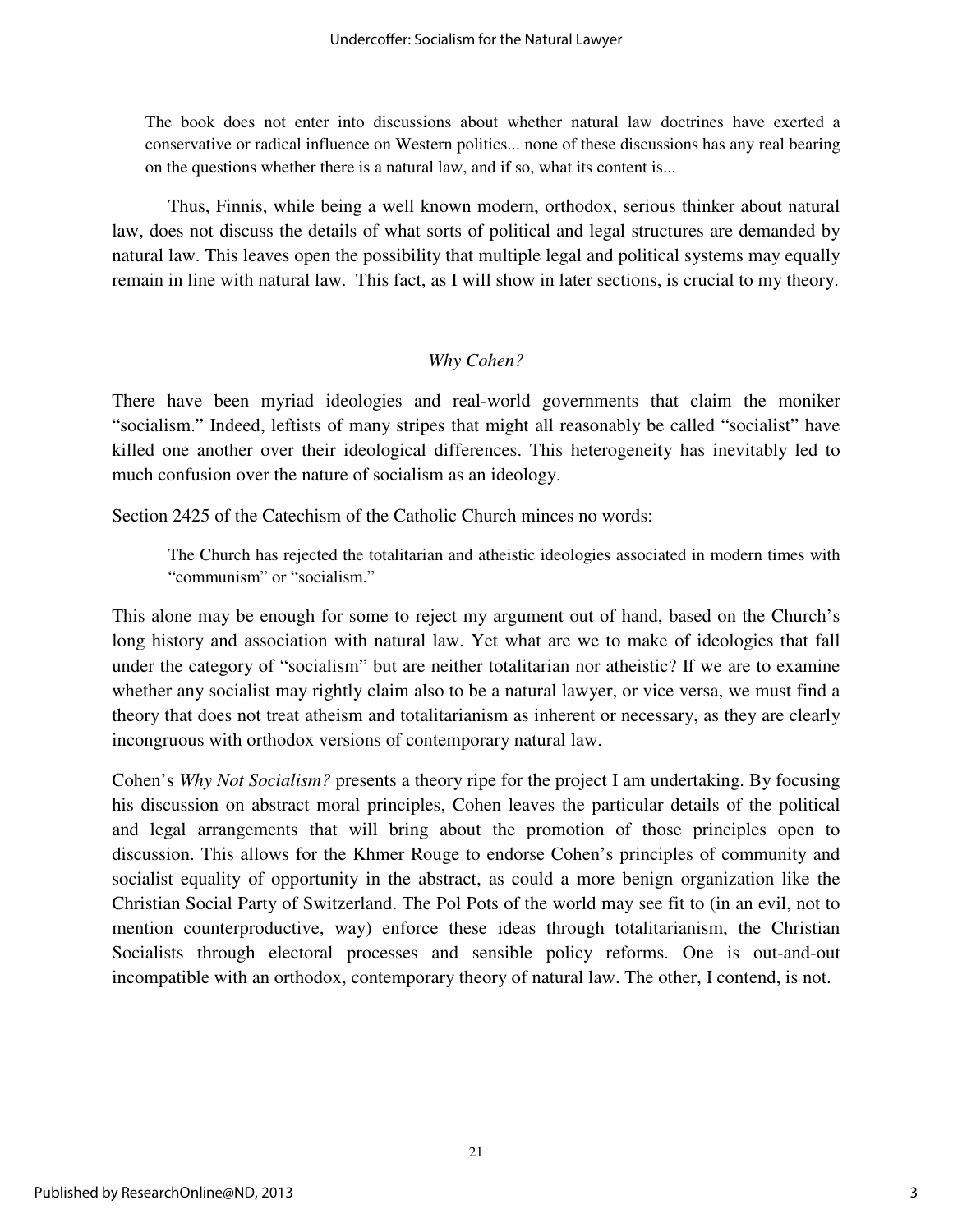> The book does not enter into discussions about whether natural law doctrines have exerted a conservative or radical influence on Western politics... none of these discussions has any real bearing on the questions whether there is a natural law, and if so, what its content is...

Thus, Finnis, while being a well known modern, orthodox, serious thinker about natural law, does not discuss the details of what sorts of political and legal structures are demanded by natural law. This leaves open the possibility that multiple legal and political systems may equally remain in line with natural law. This fact, as I will show in later sections, is crucial to my theory.

### *Why Cohen?*

There have been myriad ideologies and real-world governments that claim the moniker "socialism." Indeed, leftists of many stripes that might all reasonably be called "socialist" have killed one another over their ideological differences. This heterogeneity has inevitably led to much confusion over the nature of socialism as an ideology.

Section 2425 of the Catechism of the Catholic Church minces no words:

> The Church has rejected the totalitarian and atheistic ideologies associated in modern times with "communism" or "socialism."

This alone may be enough for some to reject my argument out of hand, based on the Church's long history and association with natural law. Yet what are we to make of ideologies that fall under the category of "socialism" but are neither totalitarian nor atheistic? If we are to examine whether any socialist may rightly claim also to be a natural lawyer, or vice versa, we must find a theory that does not treat atheism and totalitarianism as inherent or necessary, as they are clearly incongruous with orthodox versions of contemporary natural law.

Cohen's *Why Not Socialism?* presents a theory ripe for the project I am undertaking. By focusing his discussion on abstract moral principles, Cohen leaves the particular details of the political and legal arrangements that will bring about the promotion of those principles open to discussion. This allows for the Khmer Rouge to endorse Cohen's principles of community and socialist equality of opportunity in the abstract, as could a more benign organization like the Christian Social Party of Switzerland. The Pol Pots of the world may see fit to (in an evil, not to mention counterproductive, way) enforce these ideas through totalitarianism, the Christian Socialists through electoral processes and sensible policy reforms. One is out-and-out incompatible with an orthodox, contemporary theory of natural law. The other, I contend, is not.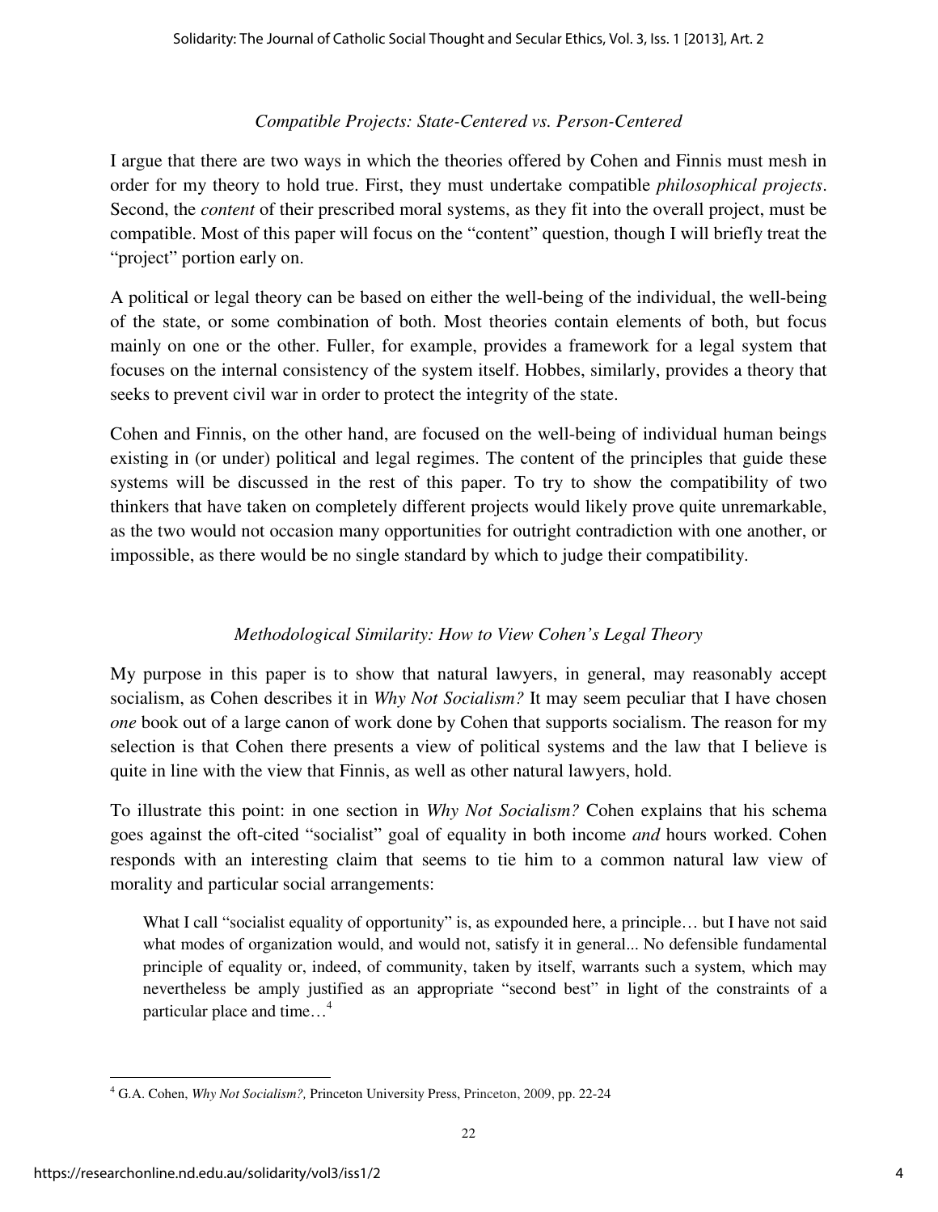### *Compatible Projects: State-Centered vs. Person-Centered*

I argue that there are two ways in which the theories offered by Cohen and Finnis must mesh in order for my theory to hold true. First, they must undertake compatible *philosophical projects*. Second, the *content* of their prescribed moral systems, as they fit into the overall project, must be compatible. Most of this paper will focus on the "content" question, though I will briefly treat the "project" portion early on.

A political or legal theory can be based on either the well-being of the individual, the well-being of the state, or some combination of both. Most theories contain elements of both, but focus mainly on one or the other. Fuller, for example, provides a framework for a legal system that focuses on the internal consistency of the system itself. Hobbes, similarly, provides a theory that seeks to prevent civil war in order to protect the integrity of the state.

Cohen and Finnis, on the other hand, are focused on the well-being of individual human beings existing in (or under) political and legal regimes. The content of the principles that guide these systems will be discussed in the rest of this paper. To try to show the compatibility of two thinkers that have taken on completely different projects would likely prove quite unremarkable, as the two would not occasion many opportunities for outright contradiction with one another, or impossible, as there would be no single standard by which to judge their compatibility.

### *Methodological Similarity: How to View Cohen's Legal Theory*

My purpose in this paper is to show that natural lawyers, in general, may reasonably accept socialism, as Cohen describes it in *Why Not Socialism?* It may seem peculiar that I have chosen *one* book out of a large canon of work done by Cohen that supports socialism. The reason for my selection is that Cohen there presents a view of political systems and the law that I believe is quite in line with the view that Finnis, as well as other natural lawyers, hold.

To illustrate this point: in one section in *Why Not Socialism?* Cohen explains that his schema goes against the oft-cited "socialist" goal of equality in both income *and* hours worked. Cohen responds with an interesting claim that seems to tie him to a common natural law view of morality and particular social arrangements:

> What I call "socialist equality of opportunity" is, as expounded here, a principle… but I have not said what modes of organization would, and would not, satisfy it in general... No defensible fundamental principle of equality or, indeed, of community, taken by itself, warrants such a system, which may nevertheless be amply justified as an appropriate "second best" in light of the constraints of a particular place and time…[4]

---

[4] G.A. Cohen, *Why Not Socialism?,* Princeton University Press, Princeton, 2009, pp. 22-24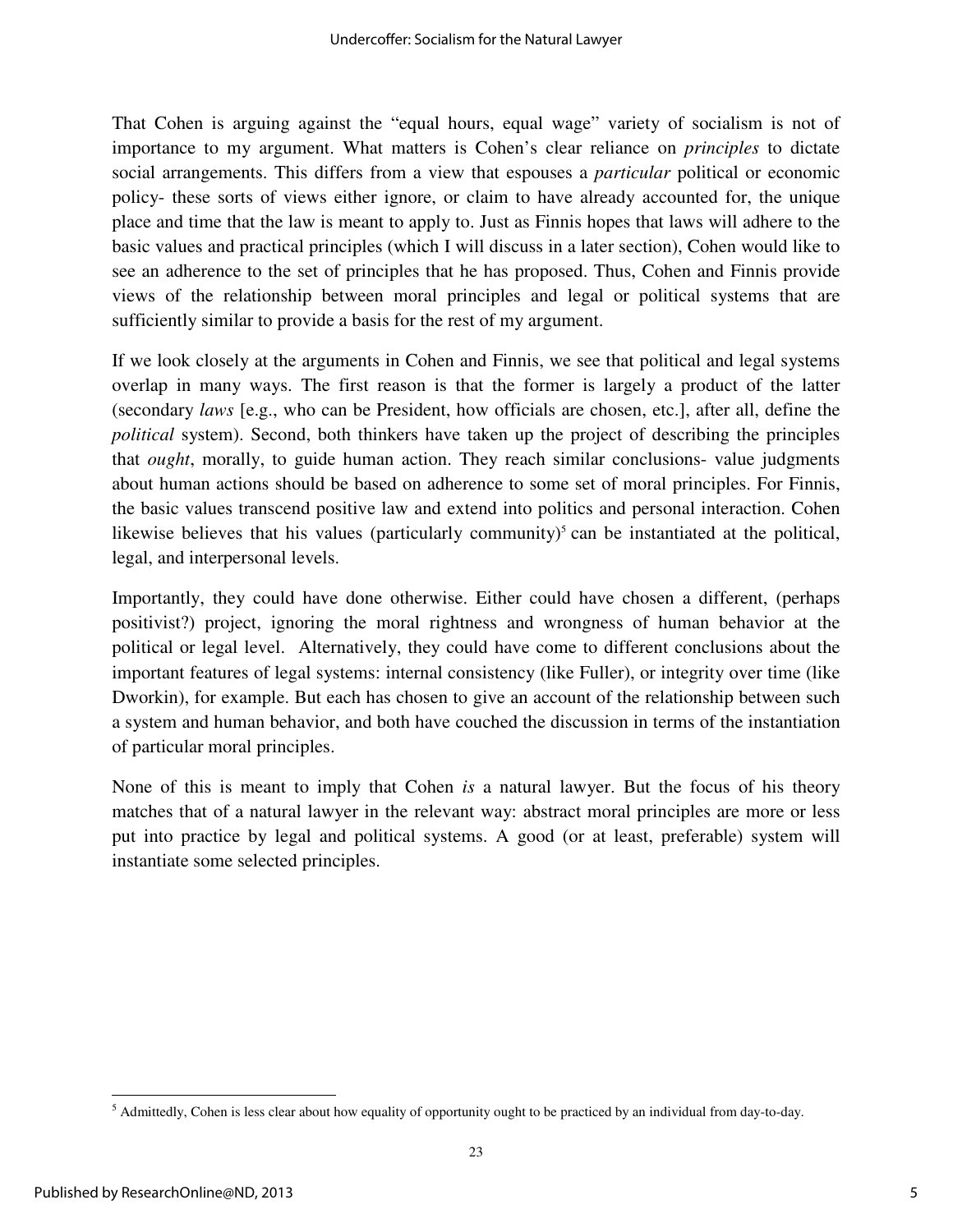That Cohen is arguing against the "equal hours, equal wage" variety of socialism is not of importance to my argument. What matters is Cohen's clear reliance on *principles* to dictate social arrangements. This differs from a view that espouses a *particular* political or economic policy- these sorts of views either ignore, or claim to have already accounted for, the unique place and time that the law is meant to apply to. Just as Finnis hopes that laws will adhere to the basic values and practical principles (which I will discuss in a later section), Cohen would like to see an adherence to the set of principles that he has proposed. Thus, Cohen and Finnis provide views of the relationship between moral principles and legal or political systems that are sufficiently similar to provide a basis for the rest of my argument.

If we look closely at the arguments in Cohen and Finnis, we see that political and legal systems overlap in many ways. The first reason is that the former is largely a product of the latter (secondary *laws* [e.g., who can be President, how officials are chosen, etc.], after all, define the *political* system). Second, both thinkers have taken up the project of describing the principles that *ought*, morally, to guide human action. They reach similar conclusions- value judgments about human actions should be based on adherence to some set of moral principles. For Finnis, the basic values transcend positive law and extend into politics and personal interaction. Cohen likewise believes that his values (particularly community)[5] can be instantiated at the political, legal, and interpersonal levels.

Importantly, they could have done otherwise. Either could have chosen a different, (perhaps positivist?) project, ignoring the moral rightness and wrongness of human behavior at the political or legal level. Alternatively, they could have come to different conclusions about the important features of legal systems: internal consistency (like Fuller), or integrity over time (like Dworkin), for example. But each has chosen to give an account of the relationship between such a system and human behavior, and both have couched the discussion in terms of the instantiation of particular moral principles.

None of this is meant to imply that Cohen *is* a natural lawyer. But the focus of his theory matches that of a natural lawyer in the relevant way: abstract moral principles are more or less put into practice by legal and political systems. A good (or at least, preferable) system will instantiate some selected principles.

---

[5] Admittedly, Cohen is less clear about how equality of opportunity ought to be practiced by an individual from day-to-day.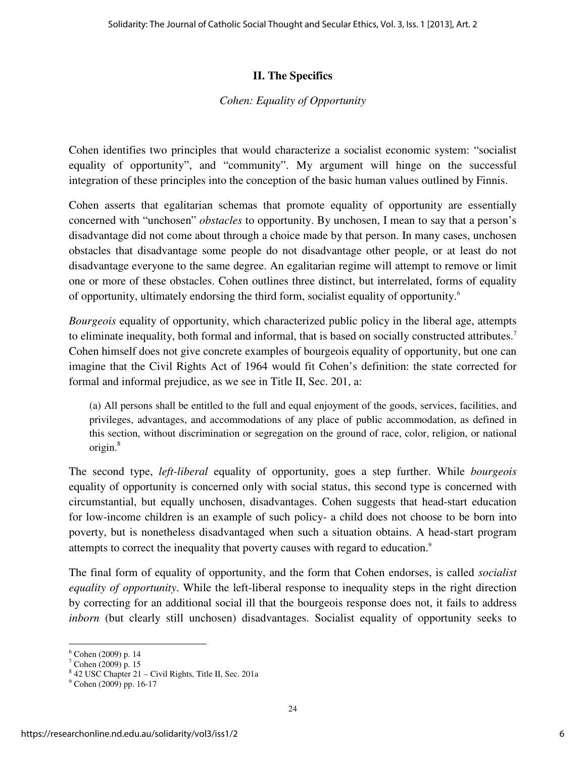## II. The Specifics

*Cohen: Equality of Opportunity*

Cohen identifies two principles that would characterize a socialist economic system: "socialist equality of opportunity", and "community". My argument will hinge on the successful integration of these principles into the conception of the basic human values outlined by Finnis.

Cohen asserts that egalitarian schemas that promote equality of opportunity are essentially concerned with "unchosen" *obstacles* to opportunity. By unchosen, I mean to say that a person's disadvantage did not come about through a choice made by that person. In many cases, unchosen obstacles that disadvantage some people do not disadvantage other people, or at least do not disadvantage everyone to the same degree. An egalitarian regime will attempt to remove or limit one or more of these obstacles. Cohen outlines three distinct, but interrelated, forms of equality of opportunity, ultimately endorsing the third form, socialist equality of opportunity.[6]

*Bourgeois* equality of opportunity, which characterized public policy in the liberal age, attempts to eliminate inequality, both formal and informal, that is based on socially constructed attributes.[7] Cohen himself does not give concrete examples of bourgeois equality of opportunity, but one can imagine that the Civil Rights Act of 1964 would fit Cohen's definition: the state corrected for formal and informal prejudice, as we see in Title II, Sec. 201, a:

> (a) All persons shall be entitled to the full and equal enjoyment of the goods, services, facilities, and privileges, advantages, and accommodations of any place of public accommodation, as defined in this section, without discrimination or segregation on the ground of race, color, religion, or national origin.[8]

The second type, *left-liberal* equality of opportunity, goes a step further. While *bourgeois* equality of opportunity is concerned only with social status, this second type is concerned with circumstantial, but equally unchosen, disadvantages. Cohen suggests that head-start education for low-income children is an example of such policy- a child does not choose to be born into poverty, but is nonetheless disadvantaged when such a situation obtains. A head-start program attempts to correct the inequality that poverty causes with regard to education.[9]

The final form of equality of opportunity, and the form that Cohen endorses, is called *socialist equality of opportunity*. While the left-liberal response to inequality steps in the right direction by correcting for an additional social ill that the bourgeois response does not, it fails to address *inborn* (but clearly still unchosen) disadvantages. Socialist equality of opportunity seeks to

---

[6] Cohen (2009) p. 14

[7] Cohen (2009) p. 15

[8] 42 USC Chapter 21 – Civil Rights, Title II, Sec. 201a

[9] Cohen (2009) pp. 16-17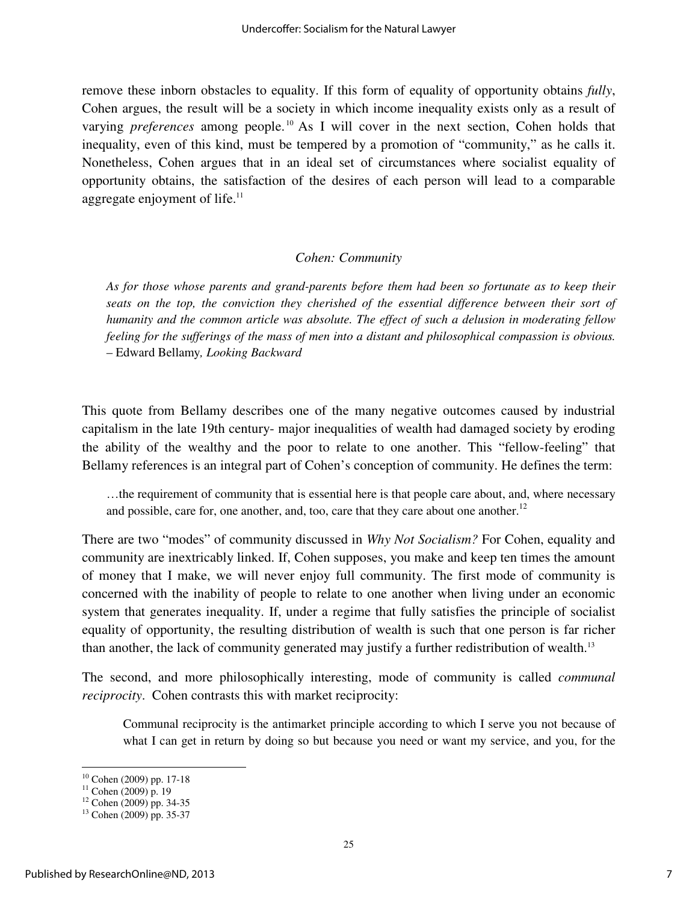remove these inborn obstacles to equality. If this form of equality of opportunity obtains *fully*, Cohen argues, the result will be a society in which income inequality exists only as a result of varying *preferences* among people.[10] As I will cover in the next section, Cohen holds that inequality, even of this kind, must be tempered by a promotion of "community," as he calls it. Nonetheless, Cohen argues that in an ideal set of circumstances where socialist equality of opportunity obtains, the satisfaction of the desires of each person will lead to a comparable aggregate enjoyment of life.[11]

### *Cohen: Community*

> *As for those whose parents and grand-parents before them had been so fortunate as to keep their seats on the top, the conviction they cherished of the essential difference between their sort of humanity and the common article was absolute. The effect of such a delusion in moderating fellow feeling for the sufferings of the mass of men into a distant and philosophical compassion is obvious.*
> – Edward Bellamy*, Looking Backward*

This quote from Bellamy describes one of the many negative outcomes caused by industrial capitalism in the late 19th century- major inequalities of wealth had damaged society by eroding the ability of the wealthy and the poor to relate to one another. This "fellow-feeling" that Bellamy references is an integral part of Cohen's conception of community. He defines the term:

> …the requirement of community that is essential here is that people care about, and, where necessary and possible, care for, one another, and, too, care that they care about one another.[12]

There are two "modes" of community discussed in *Why Not Socialism?* For Cohen, equality and community are inextricably linked. If, Cohen supposes, you make and keep ten times the amount of money that I make, we will never enjoy full community. The first mode of community is concerned with the inability of people to relate to one another when living under an economic system that generates inequality. If, under a regime that fully satisfies the principle of socialist equality of opportunity, the resulting distribution of wealth is such that one person is far richer than another, the lack of community generated may justify a further redistribution of wealth.[13]

The second, and more philosophically interesting, mode of community is called *communal reciprocity*. Cohen contrasts this with market reciprocity:

> Communal reciprocity is the antimarket principle according to which I serve you not because of what I can get in return by doing so but because you need or want my service, and you, for the

---

[10] Cohen (2009) pp. 17-18
[11] Cohen (2009) p. 19
[12] Cohen (2009) pp. 34-35
[13] Cohen (2009) pp. 35-37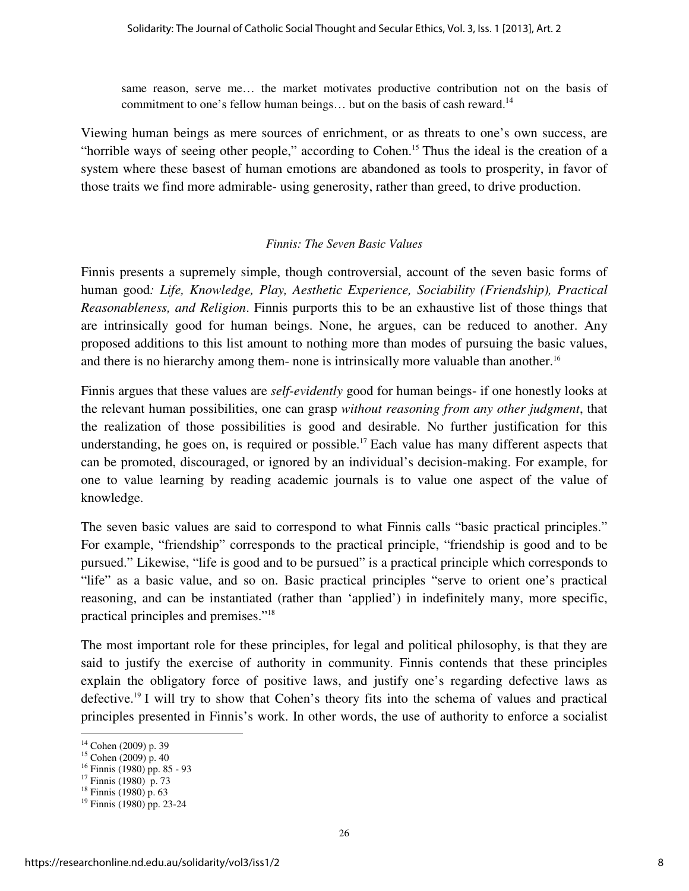> same reason, serve me… the market motivates productive contribution not on the basis of commitment to one's fellow human beings… but on the basis of cash reward.[14]

Viewing human beings as mere sources of enrichment, or as threats to one's own success, are "horrible ways of seeing other people," according to Cohen.[15] Thus the ideal is the creation of a system where these basest of human emotions are abandoned as tools to prosperity, in favor of those traits we find more admirable- using generosity, rather than greed, to drive production.

### *Finnis: The Seven Basic Values*

Finnis presents a supremely simple, though controversial, account of the seven basic forms of human good*: Life, Knowledge, Play, Aesthetic Experience, Sociability (Friendship), Practical Reasonableness, and Religion*. Finnis purports this to be an exhaustive list of those things that are intrinsically good for human beings. None, he argues, can be reduced to another. Any proposed additions to this list amount to nothing more than modes of pursuing the basic values, and there is no hierarchy among them- none is intrinsically more valuable than another.[16]

Finnis argues that these values are *self-evidently* good for human beings- if one honestly looks at the relevant human possibilities, one can grasp *without reasoning from any other judgment*, that the realization of those possibilities is good and desirable. No further justification for this understanding, he goes on, is required or possible.[17] Each value has many different aspects that can be promoted, discouraged, or ignored by an individual's decision-making. For example, for one to value learning by reading academic journals is to value one aspect of the value of knowledge.

The seven basic values are said to correspond to what Finnis calls "basic practical principles." For example, "friendship" corresponds to the practical principle, "friendship is good and to be pursued." Likewise, "life is good and to be pursued" is a practical principle which corresponds to "life" as a basic value, and so on. Basic practical principles "serve to orient one's practical reasoning, and can be instantiated (rather than 'applied') in indefinitely many, more specific, practical principles and premises."[18]

The most important role for these principles, for legal and political philosophy, is that they are said to justify the exercise of authority in community. Finnis contends that these principles explain the obligatory force of positive laws, and justify one's regarding defective laws as defective.[19] I will try to show that Cohen's theory fits into the schema of values and practical principles presented in Finnis's work. In other words, the use of authority to enforce a socialist

---

[14] Cohen (2009) p. 39

[15] Cohen (2009) p. 40

[16] Finnis (1980) pp. 85 - 93

[17] Finnis (1980) p. 73

[18] Finnis (1980) p. 63

[19] Finnis (1980) pp. 23-24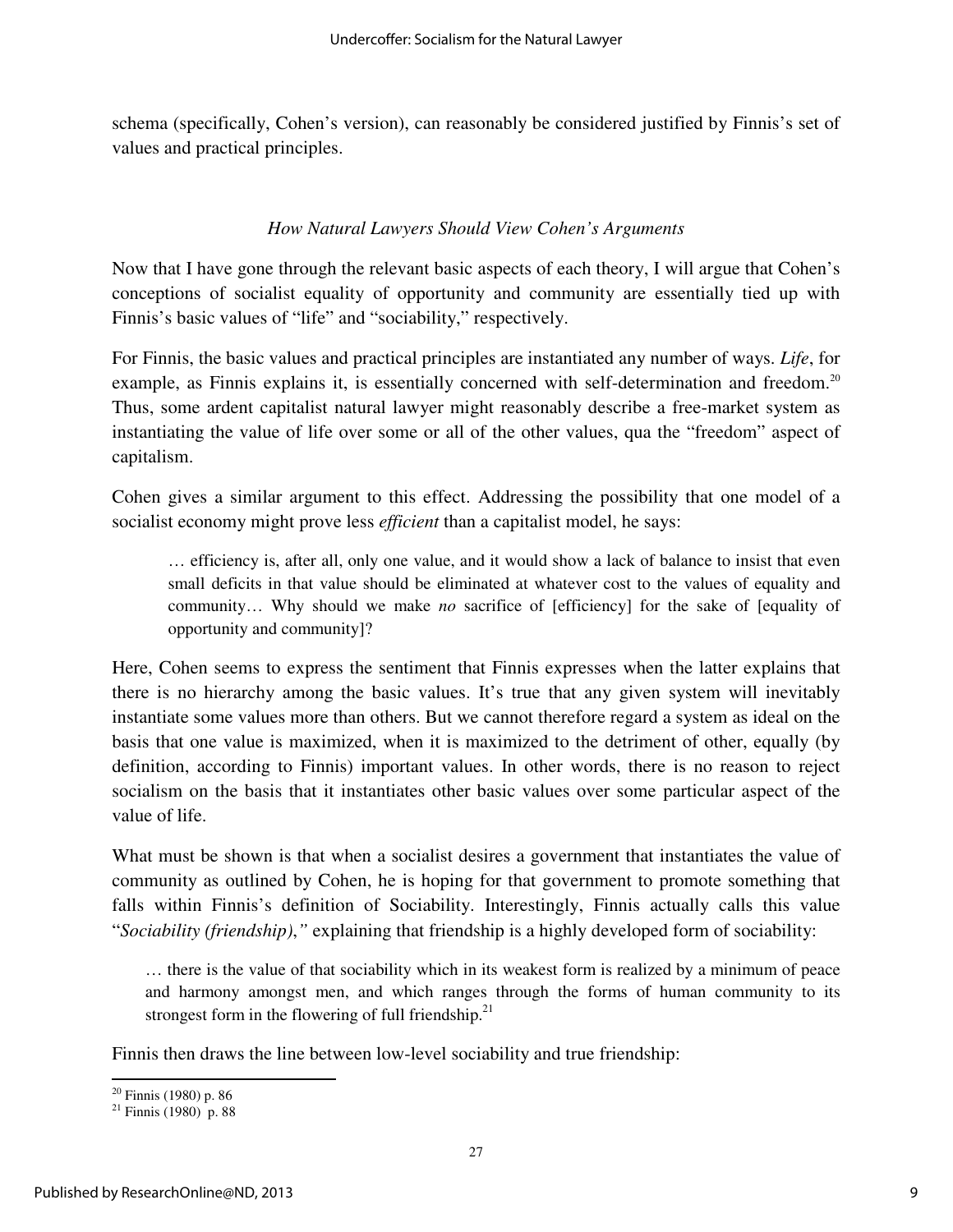schema (specifically, Cohen's version), can reasonably be considered justified by Finnis's set of values and practical principles.

### *How Natural Lawyers Should View Cohen's Arguments*

Now that I have gone through the relevant basic aspects of each theory, I will argue that Cohen's conceptions of socialist equality of opportunity and community are essentially tied up with Finnis's basic values of "life" and "sociability," respectively.

For Finnis, the basic values and practical principles are instantiated any number of ways. *Life*, for example, as Finnis explains it, is essentially concerned with self-determination and freedom.[20] Thus, some ardent capitalist natural lawyer might reasonably describe a free-market system as instantiating the value of life over some or all of the other values, qua the "freedom" aspect of capitalism.

Cohen gives a similar argument to this effect. Addressing the possibility that one model of a socialist economy might prove less *efficient* than a capitalist model, he says:

> … efficiency is, after all, only one value, and it would show a lack of balance to insist that even small deficits in that value should be eliminated at whatever cost to the values of equality and community… Why should we make *no* sacrifice of [efficiency] for the sake of [equality of opportunity and community]?

Here, Cohen seems to express the sentiment that Finnis expresses when the latter explains that there is no hierarchy among the basic values. It's true that any given system will inevitably instantiate some values more than others. But we cannot therefore regard a system as ideal on the basis that one value is maximized, when it is maximized to the detriment of other, equally (by definition, according to Finnis) important values. In other words, there is no reason to reject socialism on the basis that it instantiates other basic values over some particular aspect of the value of life.

What must be shown is that when a socialist desires a government that instantiates the value of community as outlined by Cohen, he is hoping for that government to promote something that falls within Finnis's definition of Sociability. Interestingly, Finnis actually calls this value "*Sociability (friendship)*," explaining that friendship is a highly developed form of sociability:

> … there is the value of that sociability which in its weakest form is realized by a minimum of peace and harmony amongst men, and which ranges through the forms of human community to its strongest form in the flowering of full friendship.[21]

Finnis then draws the line between low-level sociability and true friendship:

---

[20] Finnis (1980) p. 86

[21] Finnis (1980) p. 88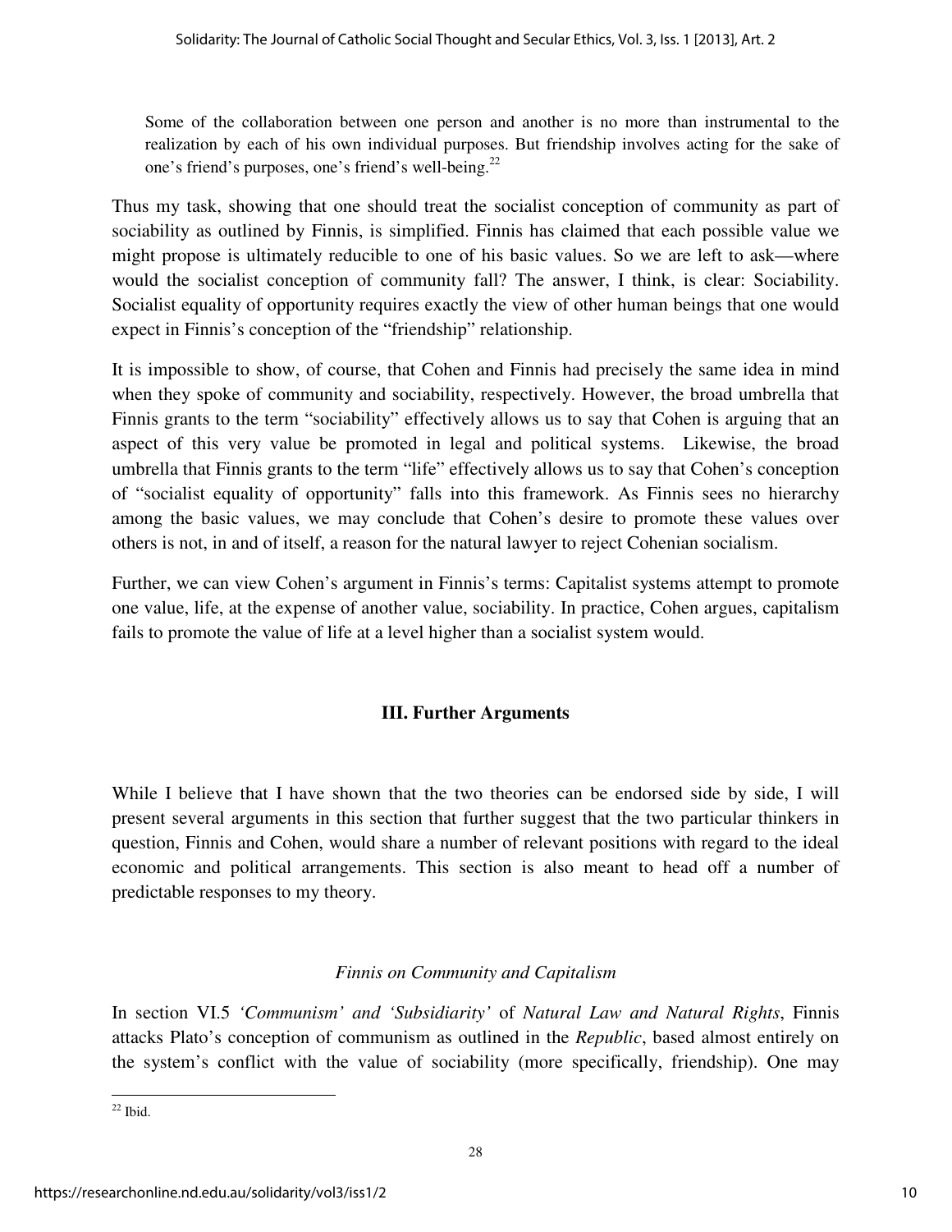> Some of the collaboration between one person and another is no more than instrumental to the realization by each of his own individual purposes. But friendship involves acting for the sake of one's friend's purposes, one's friend's well-being.[22]

Thus my task, showing that one should treat the socialist conception of community as part of sociability as outlined by Finnis, is simplified. Finnis has claimed that each possible value we might propose is ultimately reducible to one of his basic values. So we are left to ask—where would the socialist conception of community fall? The answer, I think, is clear: Sociability. Socialist equality of opportunity requires exactly the view of other human beings that one would expect in Finnis's conception of the "friendship" relationship.

It is impossible to show, of course, that Cohen and Finnis had precisely the same idea in mind when they spoke of community and sociability, respectively. However, the broad umbrella that Finnis grants to the term "sociability" effectively allows us to say that Cohen is arguing that an aspect of this very value be promoted in legal and political systems. Likewise, the broad umbrella that Finnis grants to the term "life" effectively allows us to say that Cohen's conception of "socialist equality of opportunity" falls into this framework. As Finnis sees no hierarchy among the basic values, we may conclude that Cohen's desire to promote these values over others is not, in and of itself, a reason for the natural lawyer to reject Cohenian socialism.

Further, we can view Cohen's argument in Finnis's terms: Capitalist systems attempt to promote one value, life, at the expense of another value, sociability. In practice, Cohen argues, capitalism fails to promote the value of life at a level higher than a socialist system would.

## III. Further Arguments

While I believe that I have shown that the two theories can be endorsed side by side, I will present several arguments in this section that further suggest that the two particular thinkers in question, Finnis and Cohen, would share a number of relevant positions with regard to the ideal economic and political arrangements. This section is also meant to head off a number of predictable responses to my theory.

### *Finnis on Community and Capitalism*

In section VI.5 *'Communism' and 'Subsidiarity'* of *Natural Law and Natural Rights*, Finnis attacks Plato's conception of communism as outlined in the *Republic*, based almost entirely on the system's conflict with the value of sociability (more specifically, friendship). One may

[22] Ibid.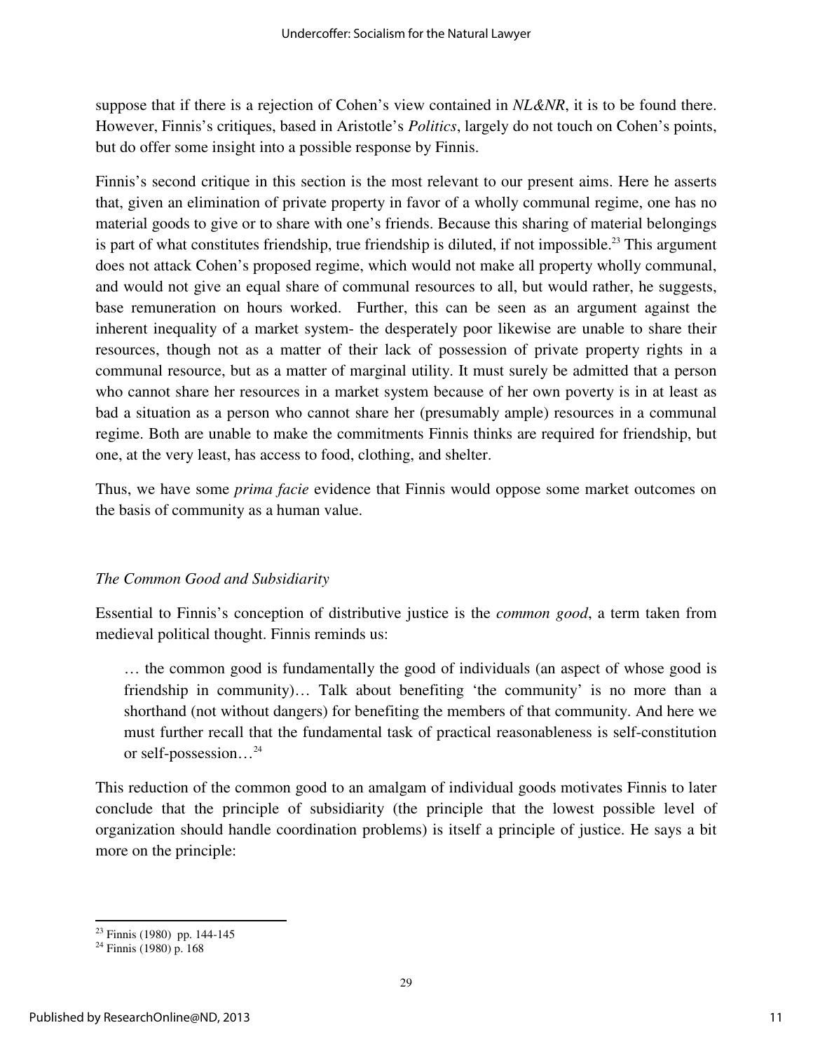suppose that if there is a rejection of Cohen's view contained in *NL&NR*, it is to be found there. However, Finnis's critiques, based in Aristotle's *Politics*, largely do not touch on Cohen's points, but do offer some insight into a possible response by Finnis.

Finnis's second critique in this section is the most relevant to our present aims. Here he asserts that, given an elimination of private property in favor of a wholly communal regime, one has no material goods to give or to share with one's friends. Because this sharing of material belongings is part of what constitutes friendship, true friendship is diluted, if not impossible.[23] This argument does not attack Cohen's proposed regime, which would not make all property wholly communal, and would not give an equal share of communal resources to all, but would rather, he suggests, base remuneration on hours worked. Further, this can be seen as an argument against the inherent inequality of a market system- the desperately poor likewise are unable to share their resources, though not as a matter of their lack of possession of private property rights in a communal resource, but as a matter of marginal utility. It must surely be admitted that a person who cannot share her resources in a market system because of her own poverty is in at least as bad a situation as a person who cannot share her (presumably ample) resources in a communal regime. Both are unable to make the commitments Finnis thinks are required for friendship, but one, at the very least, has access to food, clothing, and shelter.

Thus, we have some *prima facie* evidence that Finnis would oppose some market outcomes on the basis of community as a human value.

### *The Common Good and Subsidiarity*

Essential to Finnis's conception of distributive justice is the *common good*, a term taken from medieval political thought. Finnis reminds us:

> … the common good is fundamentally the good of individuals (an aspect of whose good is friendship in community)… Talk about benefiting 'the community' is no more than a shorthand (not without dangers) for benefiting the members of that community. And here we must further recall that the fundamental task of practical reasonableness is self-constitution or self-possession…[24]

This reduction of the common good to an amalgam of individual goods motivates Finnis to later conclude that the principle of subsidiarity (the principle that the lowest possible level of organization should handle coordination problems) is itself a principle of justice. He says a bit more on the principle:

---

[23] Finnis (1980) pp. 144-145

[24] Finnis (1980) p. 168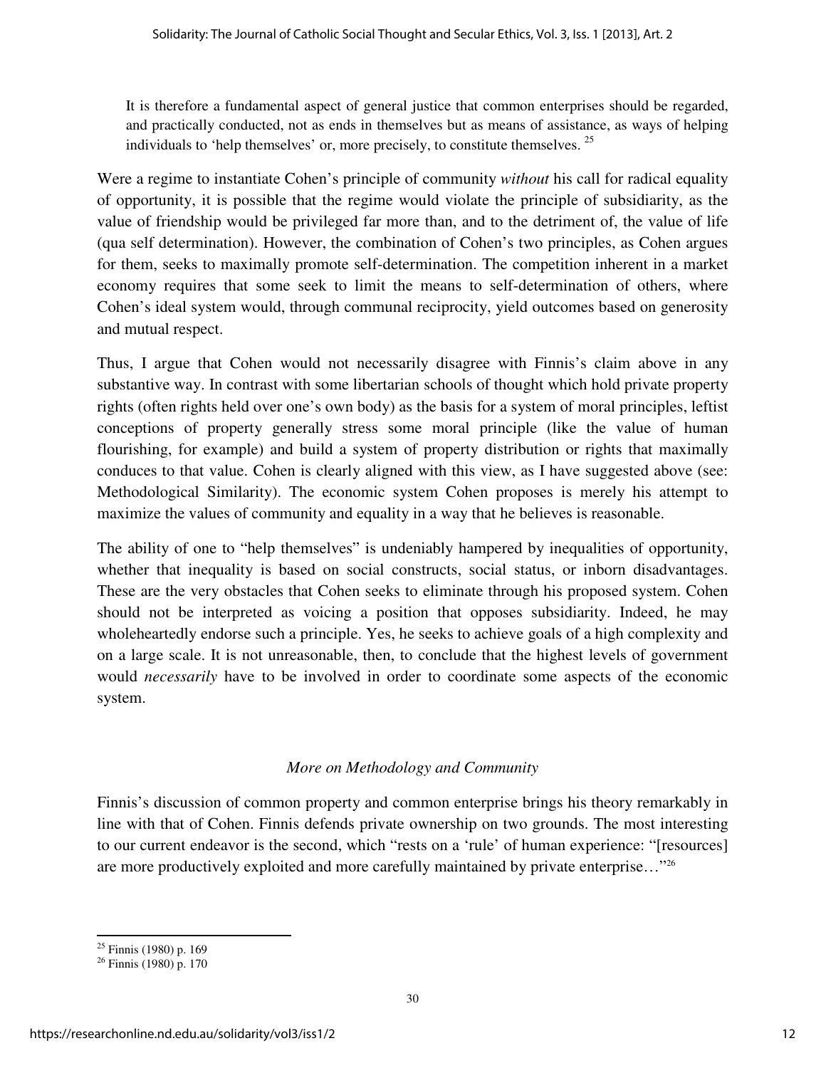> It is therefore a fundamental aspect of general justice that common enterprises should be regarded, and practically conducted, not as ends in themselves but as means of assistance, as ways of helping individuals to 'help themselves' or, more precisely, to constitute themselves. [25]

Were a regime to instantiate Cohen's principle of community *without* his call for radical equality of opportunity, it is possible that the regime would violate the principle of subsidiarity, as the value of friendship would be privileged far more than, and to the detriment of, the value of life (qua self determination). However, the combination of Cohen's two principles, as Cohen argues for them, seeks to maximally promote self-determination. The competition inherent in a market economy requires that some seek to limit the means to self-determination of others, where Cohen's ideal system would, through communal reciprocity, yield outcomes based on generosity and mutual respect.

Thus, I argue that Cohen would not necessarily disagree with Finnis's claim above in any substantive way. In contrast with some libertarian schools of thought which hold private property rights (often rights held over one's own body) as the basis for a system of moral principles, leftist conceptions of property generally stress some moral principle (like the value of human flourishing, for example) and build a system of property distribution or rights that maximally conduces to that value. Cohen is clearly aligned with this view, as I have suggested above (see: Methodological Similarity). The economic system Cohen proposes is merely his attempt to maximize the values of community and equality in a way that he believes is reasonable.

The ability of one to "help themselves" is undeniably hampered by inequalities of opportunity, whether that inequality is based on social constructs, social status, or inborn disadvantages. These are the very obstacles that Cohen seeks to eliminate through his proposed system. Cohen should not be interpreted as voicing a position that opposes subsidiarity. Indeed, he may wholeheartedly endorse such a principle. Yes, he seeks to achieve goals of a high complexity and on a large scale. It is not unreasonable, then, to conclude that the highest levels of government would *necessarily* have to be involved in order to coordinate some aspects of the economic system.

### *More on Methodology and Community*

Finnis's discussion of common property and common enterprise brings his theory remarkably in line with that of Cohen. Finnis defends private ownership on two grounds. The most interesting to our current endeavor is the second, which "rests on a 'rule' of human experience: "[resources] are more productively exploited and more carefully maintained by private enterprise…"[26]

---

[25] Finnis (1980) p. 169

[26] Finnis (1980) p. 170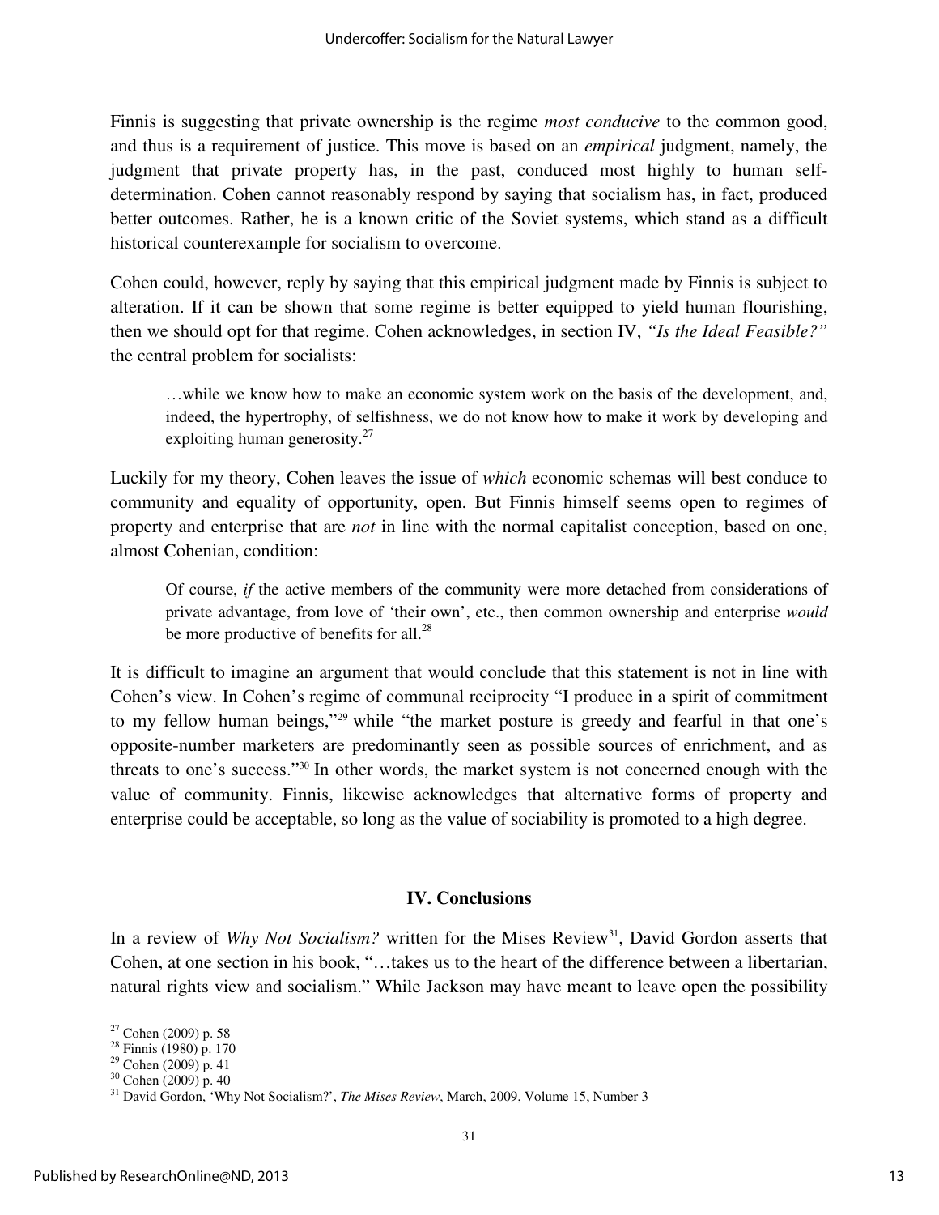Finnis is suggesting that private ownership is the regime *most conducive* to the common good, and thus is a requirement of justice. This move is based on an *empirical* judgment, namely, the judgment that private property has, in the past, conduced most highly to human self-determination. Cohen cannot reasonably respond by saying that socialism has, in fact, produced better outcomes. Rather, he is a known critic of the Soviet systems, which stand as a difficult historical counterexample for socialism to overcome.

Cohen could, however, reply by saying that this empirical judgment made by Finnis is subject to alteration. If it can be shown that some regime is better equipped to yield human flourishing, then we should opt for that regime. Cohen acknowledges, in section IV, *"Is the Ideal Feasible?"* the central problem for socialists:

> …while we know how to make an economic system work on the basis of the development, and, indeed, the hypertrophy, of selfishness, we do not know how to make it work by developing and exploiting human generosity.[27]

Luckily for my theory, Cohen leaves the issue of *which* economic schemas will best conduce to community and equality of opportunity, open. But Finnis himself seems open to regimes of property and enterprise that are *not* in line with the normal capitalist conception, based on one, almost Cohenian, condition:

> Of course, *if* the active members of the community were more detached from considerations of private advantage, from love of 'their own', etc., then common ownership and enterprise *would* be more productive of benefits for all.[28]

It is difficult to imagine an argument that would conclude that this statement is not in line with Cohen's view. In Cohen's regime of communal reciprocity "I produce in a spirit of commitment to my fellow human beings,"[29] while "the market posture is greedy and fearful in that one's opposite-number marketers are predominantly seen as possible sources of enrichment, and as threats to one's success."[30] In other words, the market system is not concerned enough with the value of community. Finnis, likewise acknowledges that alternative forms of property and enterprise could be acceptable, so long as the value of sociability is promoted to a high degree.

## IV. Conclusions

In a review of *Why Not Socialism?* written for the Mises Review[31], David Gordon asserts that Cohen, at one section in his book, "…takes us to the heart of the difference between a libertarian, natural rights view and socialism." While Jackson may have meant to leave open the possibility

---

[27] Cohen (2009) p. 58

[28] Finnis (1980) p. 170

[29] Cohen (2009) p. 41

[30] Cohen (2009) p. 40

[31] David Gordon, 'Why Not Socialism?', *The Mises Review*, March, 2009, Volume 15, Number 3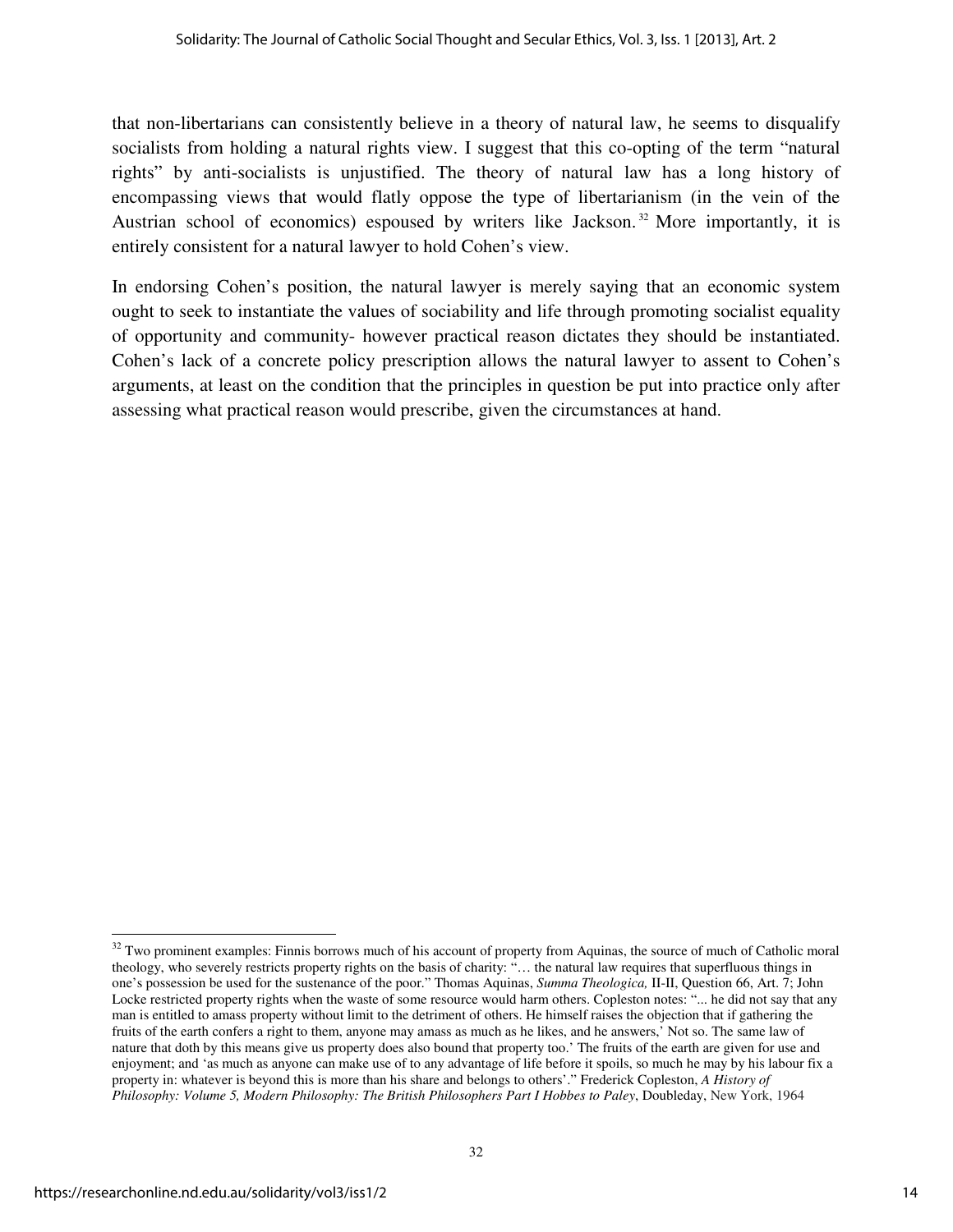that non-libertarians can consistently believe in a theory of natural law, he seems to disqualify socialists from holding a natural rights view. I suggest that this co-opting of the term "natural rights" by anti-socialists is unjustified. The theory of natural law has a long history of encompassing views that would flatly oppose the type of libertarianism (in the vein of the Austrian school of economics) espoused by writers like Jackson.[32] More importantly, it is entirely consistent for a natural lawyer to hold Cohen's view.

In endorsing Cohen's position, the natural lawyer is merely saying that an economic system ought to seek to instantiate the values of sociability and life through promoting socialist equality of opportunity and community- however practical reason dictates they should be instantiated. Cohen's lack of a concrete policy prescription allows the natural lawyer to assent to Cohen's arguments, at least on the condition that the principles in question be put into practice only after assessing what practical reason would prescribe, given the circumstances at hand.

---

[32] Two prominent examples: Finnis borrows much of his account of property from Aquinas, the source of much of Catholic moral theology, who severely restricts property rights on the basis of charity: "… the natural law requires that superfluous things in one's possession be used for the sustenance of the poor." Thomas Aquinas, *Summa Theologica,* II-II, Question 66, Art. 7; John Locke restricted property rights when the waste of some resource would harm others. Copleston notes: "... he did not say that any man is entitled to amass property without limit to the detriment of others. He himself raises the objection that if gathering the fruits of the earth confers a right to them, anyone may amass as much as he likes, and he answers,' Not so. The same law of nature that doth by this means give us property does also bound that property too.' The fruits of the earth are given for use and enjoyment; and 'as much as anyone can make use of to any advantage of life before it spoils, so much he may by his labour fix a property in: whatever is beyond this is more than his share and belongs to others'." Frederick Copleston, *A History of Philosophy: Volume 5, Modern Philosophy: The British Philosophers Part I Hobbes to Paley*, Doubleday, New York, 1964